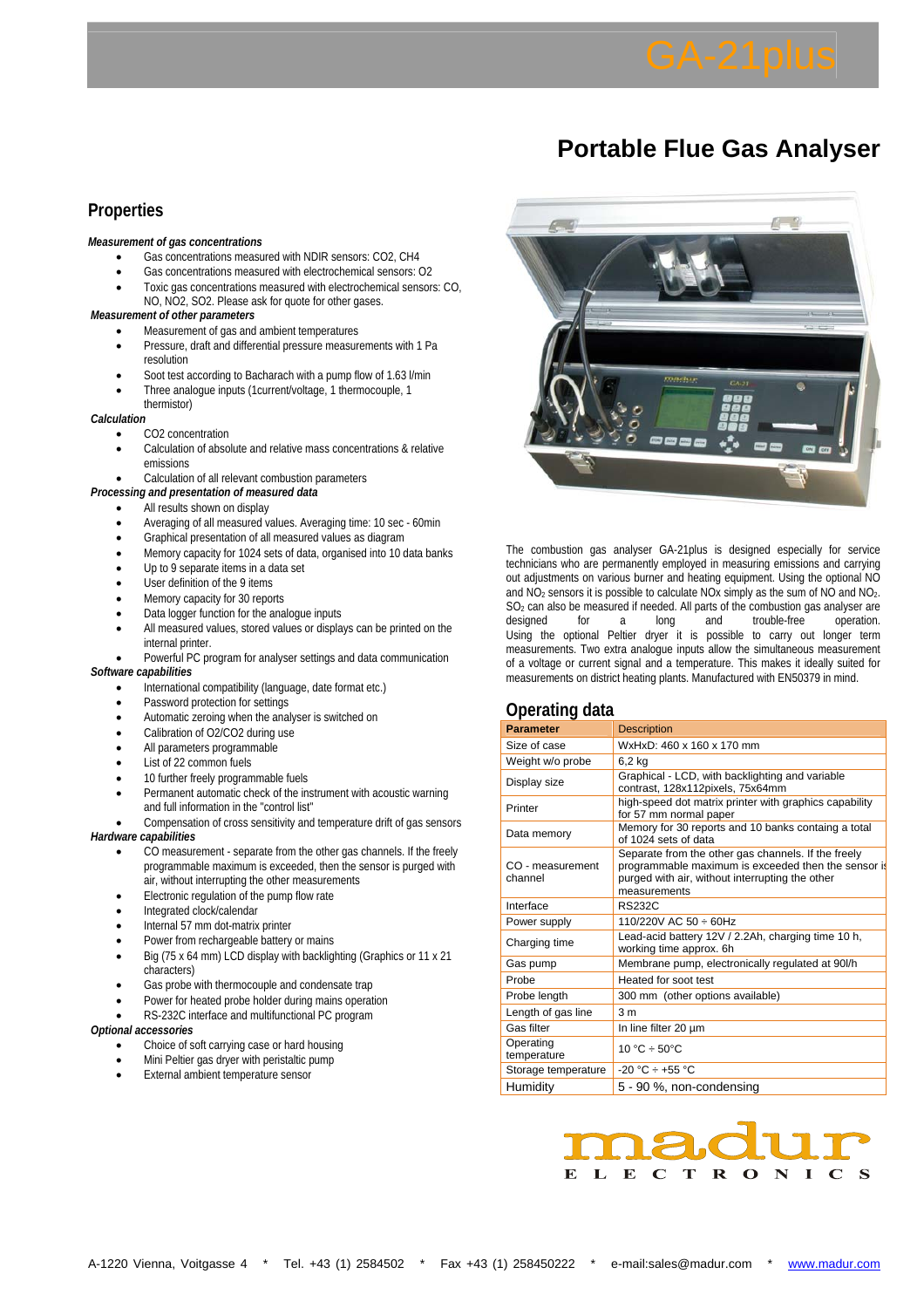# GA-21plus

## Portable Flue Gas Analyser

## Properties

***Measurement of gas concentrations***

- Gas concentrations measured with NDIR sensors: CO2, CH4
- Gas concentrations measured with electrochemical sensors: O2
- Toxic gas concentrations measured with electrochemical sensors: CO, NO, NO2, SO2. Please ask for quote for other gases.

***Measurement of other parameters***

- Measurement of gas and ambient temperatures
- Pressure, draft and differential pressure measurements with 1 Pa resolution
- Soot test according to Bacharach with a pump flow of 1.63 l/min
- Three analogue inputs (1current/voltage, 1 thermocouple, 1 thermistor)

***Calculation***

- CO2 concentration
- Calculation of absolute and relative mass concentrations & relative emissions
- Calculation of all relevant combustion parameters

***Processing and presentation of measured data***

- All results shown on display
- Averaging of all measured values. Averaging time: 10 sec - 60min
- Graphical presentation of all measured values as diagram
- Memory capacity for 1024 sets of data, organised into 10 data banks
- Up to 9 separate items in a data set
- User definition of the 9 items
- Memory capacity for 30 reports
- Data logger function for the analogue inputs
- All measured values, stored values or displays can be printed on the internal printer.
- Powerful PC program for analyser settings and data communication

***Software capabilities***

- International compatibility (language, date format etc.)
- Password protection for settings
- Automatic zeroing when the analyser is switched on
- Calibration of O2/CO2 during use
- All parameters programmable
- List of 22 common fuels
- 10 further freely programmable fuels
- Permanent automatic check of the instrument with acoustic warning and full information in the "control list"
- Compensation of cross sensitivity and temperature drift of gas sensors

***Hardware capabilities***

- CO measurement - separate from the other gas channels. If the freely programmable maximum is exceeded, then the sensor is purged with air, without interrupting the other measurements
- Electronic regulation of the pump flow rate
- Integrated clock/calendar
- Internal 57 mm dot-matrix printer
- Power from rechargeable battery or mains
- Big (75 x 64 mm) LCD display with backlighting (Graphics or 11 x 21 characters)
- Gas probe with thermocouple and condensate trap
- Power for heated probe holder during mains operation
- RS-232C interface and multifunctional PC program

***Optional accessories***

- Choice of soft carrying case or hard housing
- Mini Peltier gas dryer with peristaltic pump
- External ambient temperature sensor

The combustion gas analyser GA-21plus is designed especially for service technicians who are permanently employed in measuring emissions and carrying out adjustments on various burner and heating equipment. Using the optional NO and $NO_2$ sensors it is possible to calculate NOx simply as the sum of NO and $NO_2$. $SO_2$ can also be measured if needed. All parts of the combustion gas analyser are designed for a long and trouble-free operation. Using the optional Peltier dryer it is possible to carry out longer term measurements. Two extra analogue inputs allow the simultaneous measurement of a voltage or current signal and a temperature. This makes it ideally suited for measurements on district heating plants. Manufactured with EN50379 in mind.

## Operating data

| Parameter | Description |
|---|---|
| Size of case | WxHxD: 460 x 160 x 170 mm |
| Weight w/o probe | 6,2 kg |
| Display size | Graphical - LCD, with backlighting and variable contrast, 128x112pixels, 75x64mm |
| Printer | high-speed dot matrix printer with graphics capability for 57 mm normal paper |
| Data memory | Memory for 30 reports and 10 banks containg a total of 1024 sets of data |
| CO - measurement channel | Separate from the other gas channels. If the freely programmable maximum is exceeded then the sensor is purged with air, without interrupting the other measurements |
| Interface | RS232C |
| Power supply | 110/220V AC 50 ÷ 60Hz |
| Charging time | Lead-acid battery 12V / 2.2Ah, charging time 10 h, working time approx. 6h |
| Gas pump | Membrane pump, electronically regulated at 90l/h |
| Probe | Heated for soot test |
| Probe length | 300 mm (other options available) |
| Length of gas line | 3 m |
| Gas filter | In line filter 20 µm |
| Operating temperature | 10 °C ÷ 50°C |
| Storage temperature | -20 °C ÷ +55 °C |
| Humidity | 5 - 90 %, non-condensing |

madur ELECTRONICS

A-1220 Vienna, Voitgasse 4 * Tel. +43 (1) 2584502 * Fax +43 (1) 258450222 * e-mail:sales@madur.com * www.madur.com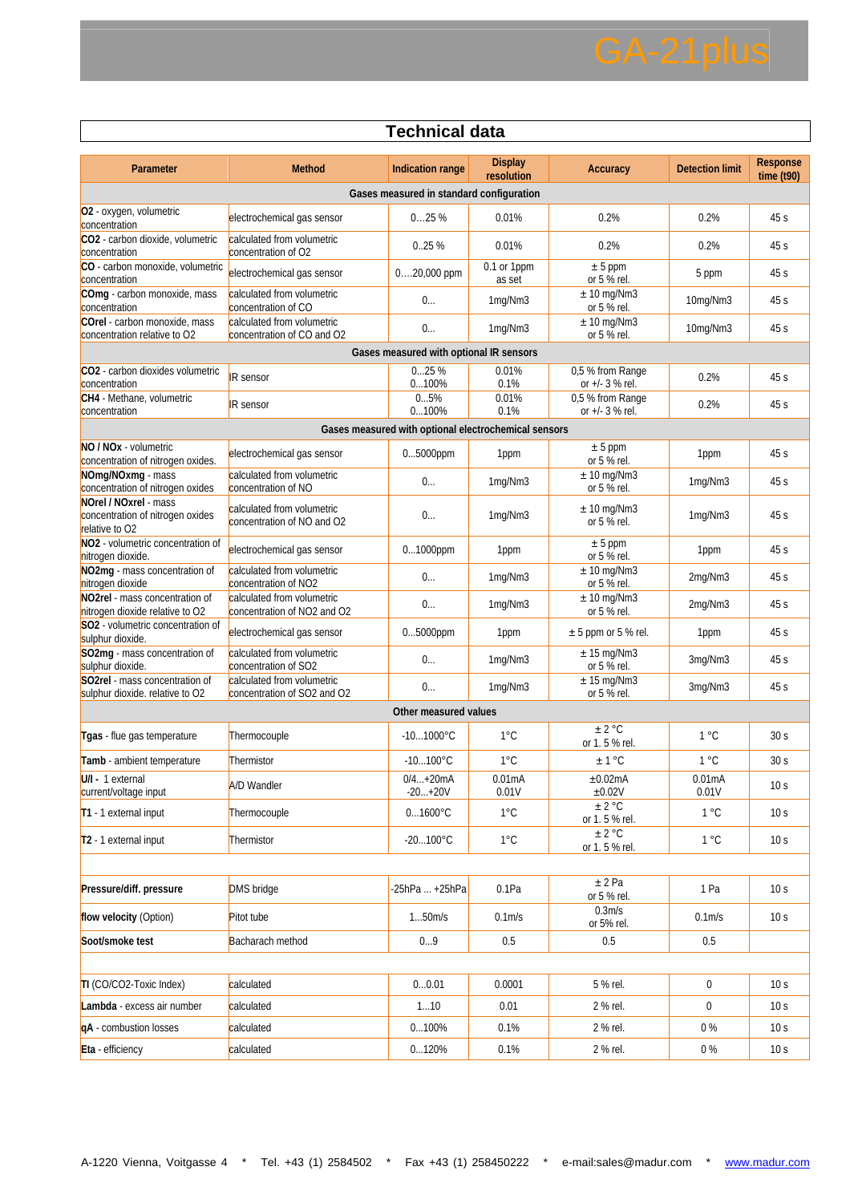# GA-21plus

## Technical data

| Parameter | Method | Indication range | Display resolution | Accuracy | Detection limit | Response time (t90) |
|---|---|---|---|---|---|---|
| **Gases measured in standard configuration** | | | | | | |
| **O2** - oxygen, volumetric concentration | electrochemical gas sensor | 0…25 % | 0.01% | 0.2% | 0.2% | 45 s |
| **CO2** - carbon dioxide, volumetric concentration | calculated from volumetric concentration of O2 | 0..25 % | 0.01% | 0.2% | 0.2% | 45 s |
| **CO** - carbon monoxide, volumetric concentration | electrochemical gas sensor | 0….20,000 ppm | 0.1 or 1ppm as set | ± 5 ppm or 5 % rel. | 5 ppm | 45 s |
| **COmg** - carbon monoxide, mass concentration | calculated from volumetric concentration of CO | 0… | 1mg/Nm3 | ± 10 mg/Nm3 or 5 % rel. | 10mg/Nm3 | 45 s |
| **COrel** - carbon monoxide, mass concentration relative to O2 | calculated from volumetric concentration of CO and O2 | 0… | 1mg/Nm3 | ± 10 mg/Nm3 or 5 % rel. | 10mg/Nm3 | 45 s |
| **Gases measured with optional IR sensors** | | | | | | |
| **CO2** - carbon dioxides volumetric concentration | IR sensor | 0…25 % 0…100% | 0.01% 0.1% | 0,5 % from Range or +/- 3 % rel. | 0.2% | 45 s |
| **CH4** - Methane, volumetric concentration | IR sensor | 0…5% 0…100% | 0.01% 0.1% | 0,5 % from Range or +/- 3 % rel. | 0.2% | 45 s |
| **Gases measured with optional electrochemical sensors** | | | | | | |
| **NO / NOx** - volumetric concentration of nitrogen oxides. | electrochemical gas sensor | 0…5000ppm | 1ppm | ± 5 ppm or 5 % rel. | 1ppm | 45 s |
| **NOmg/NOxmg** - mass concentration of nitrogen oxides | calculated from volumetric concentration of NO | 0… | 1mg/Nm3 | ± 10 mg/Nm3 or 5 % rel. | 1mg/Nm3 | 45 s |
| **NOrel / NOxrel** - mass concentration of nitrogen oxides relative to O2 | calculated from volumetric concentration of NO and O2 | 0… | 1mg/Nm3 | ± 10 mg/Nm3 or 5 % rel. | 1mg/Nm3 | 45 s |
| **NO2** - volumetric concentration of nitrogen dioxide. | electrochemical gas sensor | 0…1000ppm | 1ppm | ± 5 ppm or 5 % rel. | 1ppm | 45 s |
| **NO2mg** - mass concentration of nitrogen dioxide | calculated from volumetric concentration of NO2 | 0… | 1mg/Nm3 | ± 10 mg/Nm3 or 5 % rel. | 2mg/Nm3 | 45 s |
| **NO2rel** - mass concentration of nitrogen dioxide relative to O2 | calculated from volumetric concentration of NO2 and O2 | 0… | 1mg/Nm3 | ± 10 mg/Nm3 or 5 % rel. | 2mg/Nm3 | 45 s |
| **SO2** - volumetric concentration of sulphur dioxide. | electrochemical gas sensor | 0…5000ppm | 1ppm | ± 5 ppm or 5 % rel. | 1ppm | 45 s |
| **SO2mg** - mass concentration of sulphur dioxide. | calculated from volumetric concentration of SO2 | 0… | 1mg/Nm3 | ± 15 mg/Nm3 or 5 % rel. | 3mg/Nm3 | 45 s |
| **SO2rel** - mass concentration of sulphur dioxide. relative to O2 | calculated from volumetric concentration of SO2 and O2 | 0… | 1mg/Nm3 | ± 15 mg/Nm3 or 5 % rel. | 3mg/Nm3 | 45 s |
| **Other measured values** | | | | | | |
| **Tgas** - flue gas temperature | Thermocouple | -10…1000°C | 1°C | ± 2 °C or 1. 5 % rel. | 1 °C | 30 s |
| **Tamb** - ambient temperature | Thermistor | -10…100°C | 1°C | ± 1 °C | 1 °C | 30 s |
| **U/I** - 1 external current/voltage input | A/D Wandler | 0/4…+20mA -20…+20V | 0.01mA 0.01V | ±0.02mA ±0.02V | 0.01mA 0.01V | 10 s |
| **T1** - 1 external input | Thermocouple | 0…1600°C | 1°C | ± 2 °C or 1. 5 % rel. | 1 °C | 10 s |
| **T2** - 1 external input | Thermistor | -20…100°C | 1°C | ± 2 °C or 1. 5 % rel. | 1 °C | 10 s |
| | | | | | | |
| **Pressure/diff. pressure** | DMS bridge | -25hPa ... +25hPa | 0.1Pa | ± 2 Pa or 5 % rel. | 1 Pa | 10 s |
| **flow velocity** (Option) | Pitot tube | 1…50m/s | 0.1m/s | 0.3m/s or 5% rel. | 0.1m/s | 10 s |
| **Soot/smoke test** | Bacharach method | 0…9 | 0.5 | 0.5 | 0.5 | |
| | | | | | | |
| **TI** (CO/CO2-Toxic Index) | calculated | 0…0.01 | 0.0001 | 5 % rel. | 0 | 10 s |
| **Lambda** - excess air number | calculated | 1…10 | 0.01 | 2 % rel. | 0 | 10 s |
| **qA** - combustion losses | calculated | 0…100% | 0.1% | 2 % rel. | 0 % | 10 s |
| **Eta** - efficiency | calculated | 0…120% | 0.1% | 2 % rel. | 0 % | 10 s |

A-1220 Vienna, Voitgasse 4 * Tel. +43 (1) 2584502 * Fax +43 (1) 258450222 * e-mail:sales@madur.com * www.madur.com